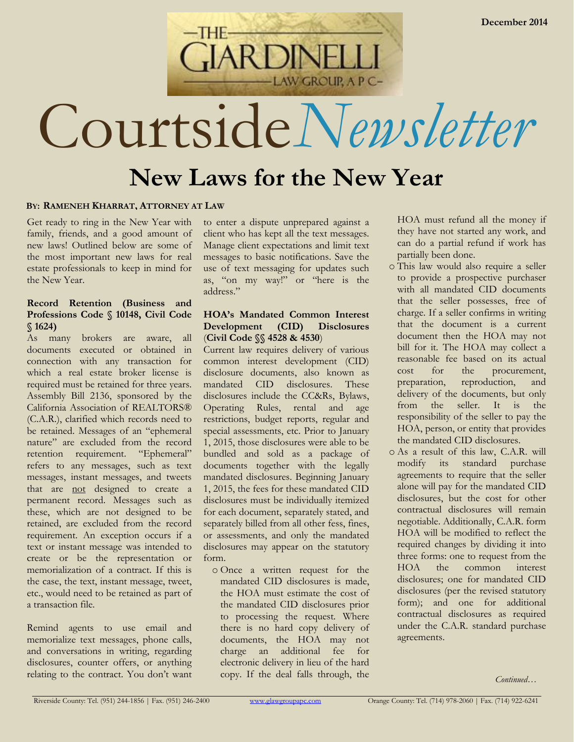December 2014

THE GIARDINELLI LAW GROUP, A P C

# Courtside*Newsletter*

## New Laws for the New Year

**BY: RAMENEH KHARRAT, ATTORNEY AT LAW**

Get ready to ring in the New Year with family, friends, and a good amount of new laws! Outlined below are some of the most important new laws for real estate professionals to keep in mind for the New Year.

### Record Retention (Business and Professions Code § 10148, Civil Code § 1624)

As many brokers are aware, all documents executed or obtained in connection with any transaction for which a real estate broker license is required must be retained for three years. Assembly Bill 2136, sponsored by the California Association of REALTORS® (C.A.R.), clarified which records need to be retained. Messages of an "ephemeral nature" are excluded from the record retention requirement. "Ephemeral" refers to any messages, such as text messages, instant messages, and tweets that are not designed to create a permanent record. Messages such as these, which are not designed to be retained, are excluded from the record requirement. An exception occurs if a text or instant message was intended to create or be the representation or memorialization of a contract. If this is the case, the text, instant message, tweet, etc., would need to be retained as part of a transaction file.

Remind agents to use email and memorialize text messages, phone calls, and conversations in writing, regarding disclosures, counter offers, or anything relating to the contract. You don't want to enter a dispute unprepared against a client who has kept all the text messages. Manage client expectations and limit text messages to basic notifications. Save the use of text messaging for updates such as, "on my way!" or "here is the address."

### HOA's Mandated Common Interest Development (CID) Disclosures (Civil Code §§ 4528 & 4530)

Current law requires delivery of various common interest development (CID) disclosure documents, also known as mandated CID disclosures. These disclosures include the CC&Rs, Bylaws, Operating Rules, rental and age restrictions, budget reports, regular and special assessments, etc. Prior to January 1, 2015, those disclosures were able to be bundled and sold as a package of documents together with the legally mandated disclosures. Beginning January 1, 2015, the fees for these mandated CID disclosures must be individually itemized for each document, separately stated, and separately billed from all other fess, fines, or assessments, and only the mandated disclosures may appear on the statutory form.

- Once a written request for the mandated CID disclosures is made, the HOA must estimate the cost of the mandated CID disclosures prior to processing the request. Where there is no hard copy delivery of documents, the HOA may not charge an additional fee for electronic delivery in lieu of the hard copy. If the deal falls through, the HOA must refund all the money if they have not started any work, and can do a partial refund if work has partially been done.
- This law would also require a seller to provide a prospective purchaser with all mandated CID documents that the seller possesses, free of charge. If a seller confirms in writing that the document is a current document then the HOA may not bill for it. The HOA may collect a reasonable fee based on its actual cost for the procurement, preparation, reproduction, and delivery of the documents, but only from the seller. It is the responsibility of the seller to pay the HOA, person, or entity that provides the mandated CID disclosures.
- As a result of this law, C.A.R. will modify its standard purchase agreements to require that the seller alone will pay for the mandated CID disclosures, but the cost for other contractual disclosures will remain negotiable. Additionally, C.A.R. form HOA will be modified to reflect the required changes by dividing it into three forms: one to request from the HOA the common interest disclosures; one for mandated CID disclosures (per the revised statutory form); and one for additional contractual disclosures as required under the C.A.R. standard purchase agreements.

*Continued…*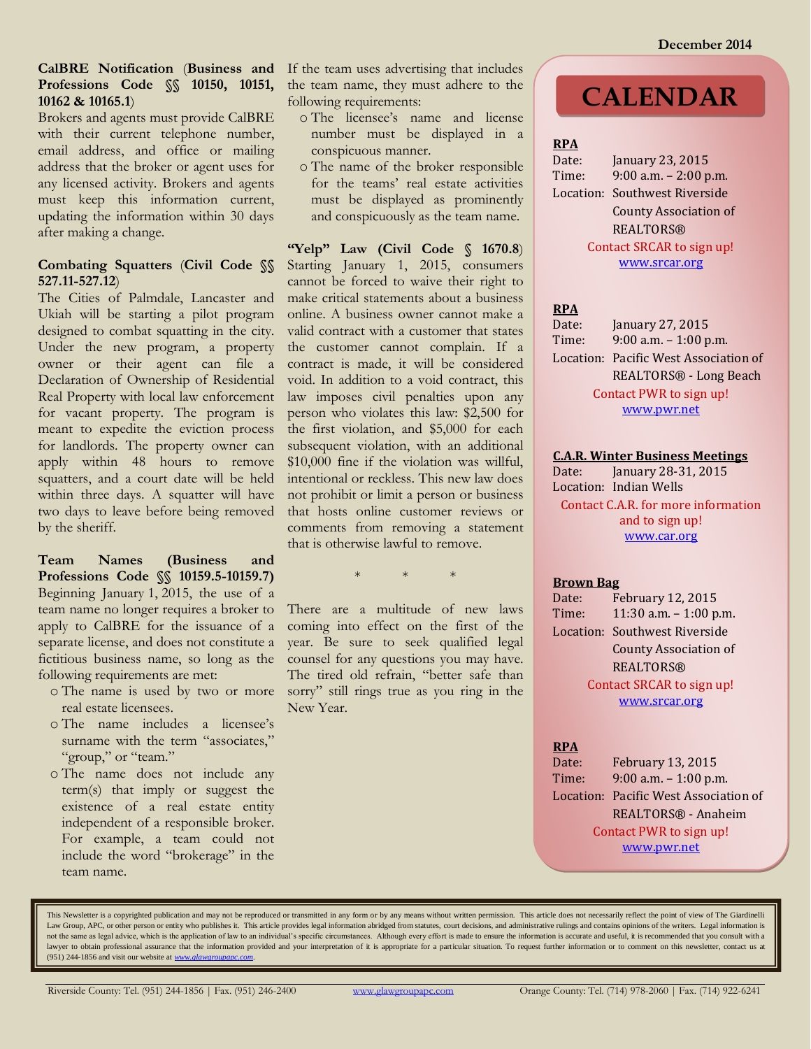**CalBRE Notification** (**Business and Professions Code §§ 10150, 10151, 10162 & 10165.1**)

Brokers and agents must provide CalBRE with their current telephone number, email address, and office or mailing address that the broker or agent uses for any licensed activity. Brokers and agents must keep this information current, updating the information within 30 days after making a change.

**Combating Squatters** (**Civil Code §§ 527.11-527.12**)

The Cities of Palmdale, Lancaster and Ukiah will be starting a pilot program designed to combat squatting in the city. Under the new program, a property owner or their agent can file a Declaration of Ownership of Residential Real Property with local law enforcement for vacant property. The program is meant to expedite the eviction process for landlords. The property owner can apply within 48 hours to remove squatters, and a court date will be held within three days. A squatter will have two days to leave before being removed by the sheriff.

**Team Names (Business and Professions Code §§ 10159.5-10159.7)**

Beginning January 1, 2015, the use of a team name no longer requires a broker to apply to CalBRE for the issuance of a separate license, and does not constitute a fictitious business name, so long as the following requirements are met:

- The name is used by two or more real estate licensees.
- The name includes a licensee's surname with the term "associates," "group," or "team."
- The name does not include any term(s) that imply or suggest the existence of a real estate entity independent of a responsible broker. For example, a team could not include the word "brokerage" in the team name.

If the team uses advertising that includes the team name, they must adhere to the following requirements:

- The licensee's name and license number must be displayed in a conspicuous manner.
- The name of the broker responsible for the teams' real estate activities must be displayed as prominently and conspicuously as the team name.

**"Yelp" Law (Civil Code § 1670.8)**

Starting January 1, 2015, consumers cannot be forced to waive their right to make critical statements about a business online. A business owner cannot make a valid contract with a customer that states the customer cannot complain. If a contract is made, it will be considered void. In addition to a void contract, this law imposes civil penalties upon any person who violates this law: $2,500 for the first violation, and $5,000 for each subsequent violation, with an additional $10,000 fine if the violation was willful, intentional or reckless. This new law does not prohibit or limit a person or business that hosts online customer reviews or comments from removing a statement that is otherwise lawful to remove.

\*     \*     \*

There are a multitude of new laws coming into effect on the first of the year. Be sure to seek qualified legal counsel for any questions you may have. The tired old refrain, "better safe than sorry" still rings true as you ring in the New Year.

# CALENDAR

**RPA**
Date: January 23, 2015
Time: 9:00 a.m. – 2:00 p.m.
Location: Southwest Riverside County Association of REALTORS®
Contact SRCAR to sign up!
www.srcar.org

**RPA**
Date: January 27, 2015
Time: 9:00 a.m. – 1:00 p.m.
Location: Pacific West Association of REALTORS® - Long Beach
Contact PWR to sign up!
www.pwr.net

**C.A.R. Winter Business Meetings**
Date: January 28-31, 2015
Location: Indian Wells
Contact C.A.R. for more information and to sign up!
www.car.org

**Brown Bag**
Date: February 12, 2015
Time: 11:30 a.m. – 1:00 p.m.
Location: Southwest Riverside County Association of REALTORS®
Contact SRCAR to sign up!
www.srcar.org

**RPA**
Date: February 13, 2015
Time: 9:00 a.m. – 1:00 p.m.
Location: Pacific West Association of REALTORS® - Anaheim
Contact PWR to sign up!
www.pwr.net

This Newsletter is a copyrighted publication and may not be reproduced or transmitted in any form or by any means without written permission. This article does not necessarily reflect the point of view of The Giardinelli Law Group, APC, or other person or entity who publishes it. This article provides legal information abridged from statutes, court decisions, and administrative rulings and contains opinions of the writers. Legal information is not the same as legal advice, which is the application of law to an individual's specific circumstances. Although every effort is made to ensure the information is accurate and useful, it is recommended that you consult with a lawyer to obtain professional assurance that the information provided and your interpretation of it is appropriate for a particular situation. To request further information or to comment on this newsletter, contact us at (951) 244-1856 and visit our website at *www.glawgroupapc.com*.

Riverside County: Tel. (951) 244-1856 | Fax. (951) 246-2400 www.glawgroupapc.com Orange County: Tel. (714) 978-2060 | Fax. (714) 922-6241